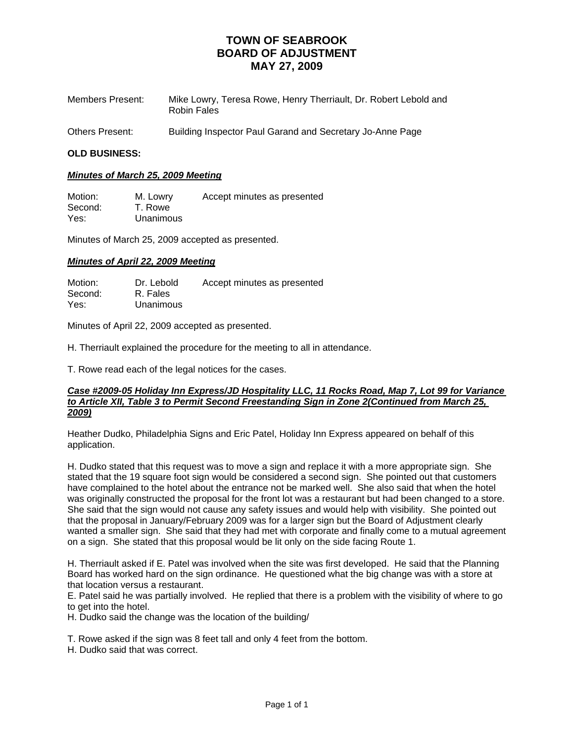# TOWN OF SEABROOK
# BOARD OF ADJUSTMENT
# MAY 27, 2009

| | |
|---|---|
| Members Present: | Mike Lowry, Teresa Rowe, Henry Therriault, Dr. Robert Lebold and Robin Fales |
| Others Present: | Building Inspector Paul Garand and Secretary Jo-Anne Page |

**OLD BUSINESS:**

***Minutes of March 25, 2009 Meeting***

| | | |
|---|---|---|
| Motion: | M. Lowry | Accept minutes as presented |
| Second: | T. Rowe | |
| Yes: | Unanimous | |

Minutes of March 25, 2009 accepted as presented.

***Minutes of April 22, 2009 Meeting***

| | | |
|---|---|---|
| Motion: | Dr. Lebold | Accept minutes as presented |
| Second: | R. Fales | |
| Yes: | Unanimous | |

Minutes of April 22, 2009 accepted as presented.

H. Therriault explained the procedure for the meeting to all in attendance.

T. Rowe read each of the legal notices for the cases.

***Case #2009-05 Holiday Inn Express/JD Hospitality LLC, 11 Rocks Road, Map 7, Lot 99 for Variance to Article XII, Table 3 to Permit Second Freestanding Sign in Zone 2(Continued from March 25, 2009)***

Heather Dudko, Philadelphia Signs and Eric Patel, Holiday Inn Express appeared on behalf of this application.

H. Dudko stated that this request was to move a sign and replace it with a more appropriate sign. She stated that the 19 square foot sign would be considered a second sign. She pointed out that customers have complained to the hotel about the entrance not be marked well. She also said that when the hotel was originally constructed the proposal for the front lot was a restaurant but had been changed to a store. She said that the sign would not cause any safety issues and would help with visibility. She pointed out that the proposal in January/February 2009 was for a larger sign but the Board of Adjustment clearly wanted a smaller sign. She said that they had met with corporate and finally come to a mutual agreement on a sign. She stated that this proposal would be lit only on the side facing Route 1.

H. Therriault asked if E. Patel was involved when the site was first developed. He said that the Planning Board has worked hard on the sign ordinance. He questioned what the big change was with a store at that location versus a restaurant.
E. Patel said he was partially involved. He replied that there is a problem with the visibility of where to go to get into the hotel.
H. Dudko said the change was the location of the building/

T. Rowe asked if the sign was 8 feet tall and only 4 feet from the bottom.
H. Dudko said that was correct.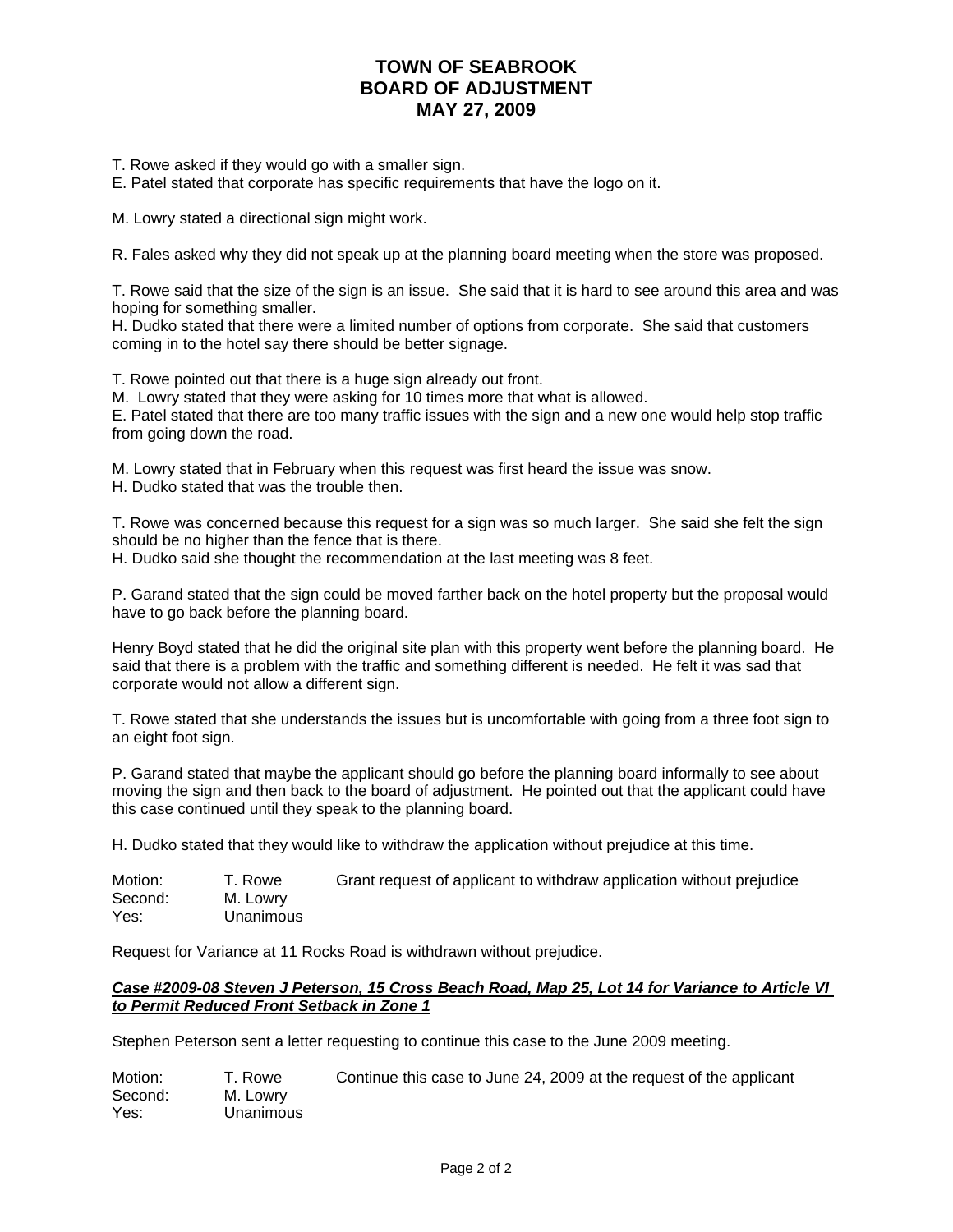T. Rowe asked if they would go with a smaller sign.
E. Patel stated that corporate has specific requirements that have the logo on it.

M. Lowry stated a directional sign might work.

R. Fales asked why they did not speak up at the planning board meeting when the store was proposed.

T. Rowe said that the size of the sign is an issue. She said that it is hard to see around this area and was hoping for something smaller.
H. Dudko stated that there were a limited number of options from corporate. She said that customers coming in to the hotel say there should be better signage.

T. Rowe pointed out that there is a huge sign already out front.
M. Lowry stated that they were asking for 10 times more that what is allowed.
E. Patel stated that there are too many traffic issues with the sign and a new one would help stop traffic from going down the road.

M. Lowry stated that in February when this request was first heard the issue was snow.
H. Dudko stated that was the trouble then.

T. Rowe was concerned because this request for a sign was so much larger. She said she felt the sign should be no higher than the fence that is there.
H. Dudko said she thought the recommendation at the last meeting was 8 feet.

P. Garand stated that the sign could be moved farther back on the hotel property but the proposal would have to go back before the planning board.

Henry Boyd stated that he did the original site plan with this property went before the planning board. He said that there is a problem with the traffic and something different is needed. He felt it was sad that corporate would not allow a different sign.

T. Rowe stated that she understands the issues but is uncomfortable with going from a three foot sign to an eight foot sign.

P. Garand stated that maybe the applicant should go before the planning board informally to see about moving the sign and then back to the board of adjustment. He pointed out that the applicant could have this case continued until they speak to the planning board.

H. Dudko stated that they would like to withdraw the application without prejudice at this time.

| | | |
|---|---|---|
| Motion: | T. Rowe | Grant request of applicant to withdraw application without prejudice |
| Second: | M. Lowry | |
| Yes: | Unanimous | |

Request for Variance at 11 Rocks Road is withdrawn without prejudice.

***Case #2009-08 Steven J Peterson, 15 Cross Beach Road, Map 25, Lot 14 for Variance to Article VI to Permit Reduced Front Setback in Zone 1***

Stephen Peterson sent a letter requesting to continue this case to the June 2009 meeting.

| | | |
|---|---|---|
| Motion: | T. Rowe | Continue this case to June 24, 2009 at the request of the applicant |
| Second: | M. Lowry | |
| Yes: | Unanimous | |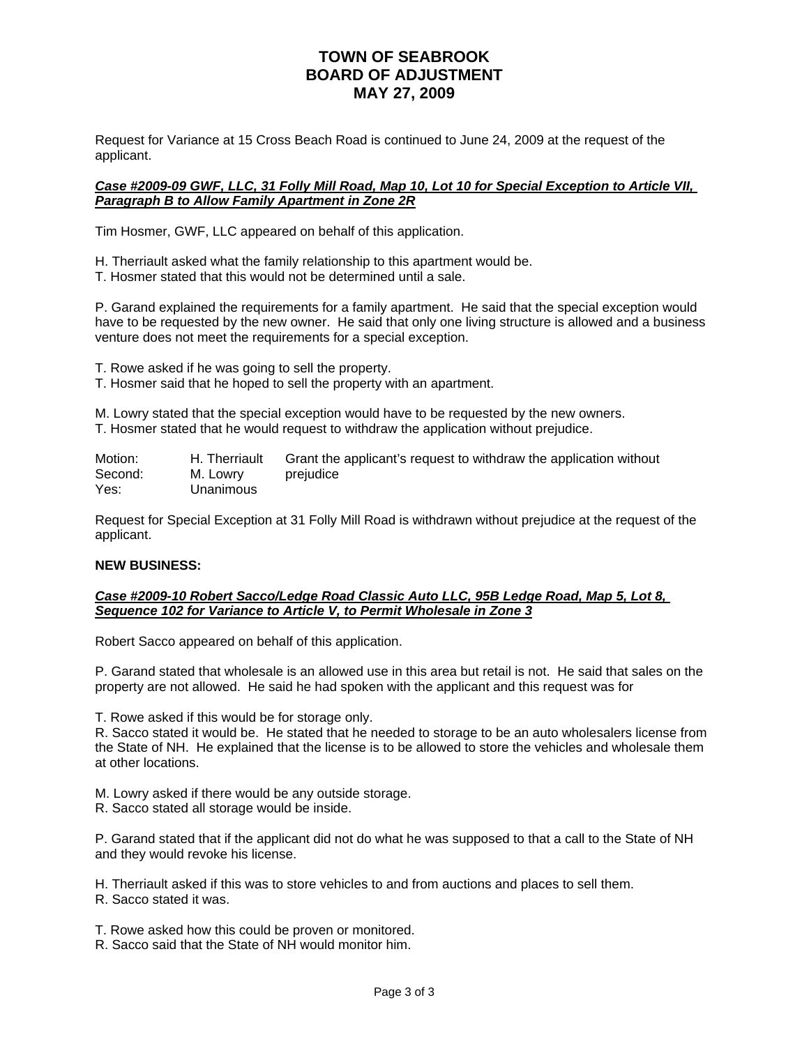# TOWN OF SEABROOK
# BOARD OF ADJUSTMENT
# MAY 27, 2009

Request for Variance at 15 Cross Beach Road is continued to June 24, 2009 at the request of the applicant.

***Case #2009-09 GWF, LLC, 31 Folly Mill Road, Map 10, Lot 10 for Special Exception to Article VII, Paragraph B to Allow Family Apartment in Zone 2R***

Tim Hosmer, GWF, LLC appeared on behalf of this application.

H. Therriault asked what the family relationship to this apartment would be.
T. Hosmer stated that this would not be determined until a sale.

P. Garand explained the requirements for a family apartment. He said that the special exception would have to be requested by the new owner. He said that only one living structure is allowed and a business venture does not meet the requirements for a special exception.

T. Rowe asked if he was going to sell the property.
T. Hosmer said that he hoped to sell the property with an apartment.

M. Lowry stated that the special exception would have to be requested by the new owners.
T. Hosmer stated that he would request to withdraw the application without prejudice.

| | | |
|---|---|---|
| Motion: | H. Therriault | Grant the applicant's request to withdraw the application without prejudice |
| Second: | M. Lowry | |
| Yes: | Unanimous | |

Request for Special Exception at 31 Folly Mill Road is withdrawn without prejudice at the request of the applicant.

**NEW BUSINESS:**

***Case #2009-10 Robert Sacco/Ledge Road Classic Auto LLC, 95B Ledge Road, Map 5, Lot 8, Sequence 102 for Variance to Article V, to Permit Wholesale in Zone 3***

Robert Sacco appeared on behalf of this application.

P. Garand stated that wholesale is an allowed use in this area but retail is not. He said that sales on the property are not allowed. He said he had spoken with the applicant and this request was for

T. Rowe asked if this would be for storage only.
R. Sacco stated it would be. He stated that he needed to storage to be an auto wholesalers license from the State of NH. He explained that the license is to be allowed to store the vehicles and wholesale them at other locations.

M. Lowry asked if there would be any outside storage.
R. Sacco stated all storage would be inside.

P. Garand stated that if the applicant did not do what he was supposed to that a call to the State of NH and they would revoke his license.

H. Therriault asked if this was to store vehicles to and from auctions and places to sell them.
R. Sacco stated it was.

T. Rowe asked how this could be proven or monitored.
R. Sacco said that the State of NH would monitor him.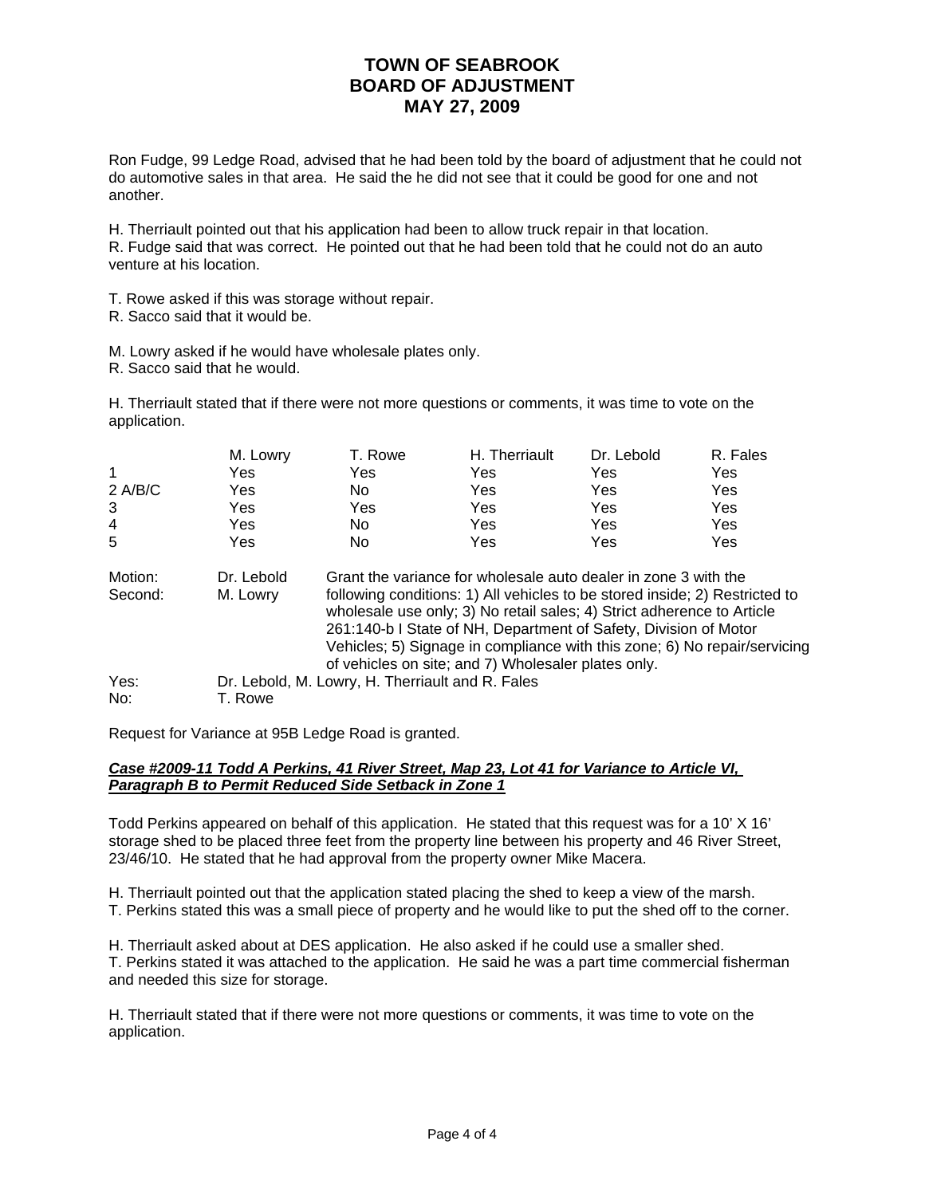Ron Fudge, 99 Ledge Road, advised that he had been told by the board of adjustment that he could not do automotive sales in that area. He said the he did not see that it could be good for one and not another.

H. Therriault pointed out that his application had been to allow truck repair in that location.
R. Fudge said that was correct. He pointed out that he had been told that he could not do an auto venture at his location.

T. Rowe asked if this was storage without repair.
R. Sacco said that it would be.

M. Lowry asked if he would have wholesale plates only.
R. Sacco said that he would.

H. Therriault stated that if there were not more questions or comments, it was time to vote on the application.

| | M. Lowry | T. Rowe | H. Therriault | Dr. Lebold | R. Fales |
|---|---|---|---|---|---|
| 1 | Yes | Yes | Yes | Yes | Yes |
| 2 A/B/C | Yes | No | Yes | Yes | Yes |
| 3 | Yes | Yes | Yes | Yes | Yes |
| 4 | Yes | No | Yes | Yes | Yes |
| 5 | Yes | No | Yes | Yes | Yes |

| | | |
|---|---|---|
| Motion: | Dr. Lebold | Grant the variance for wholesale auto dealer in zone 3 with the following conditions: 1) All vehicles to be stored inside; 2) Restricted to wholesale use only; 3) No retail sales; 4) Strict adherence to Article 261:140-b I State of NH, Department of Safety, Division of Motor Vehicles; 5) Signage in compliance with this zone; 6) No repair/servicing of vehicles on site; and 7) Wholesaler plates only. |
| Second: | M. Lowry | |
| Yes: | Dr. Lebold, M. Lowry, H. Therriault and R. Fales | |
| No: | T. Rowe | |

Request for Variance at 95B Ledge Road is granted.

***Case #2009-11 Todd A Perkins, 41 River Street, Map 23, Lot 41 for Variance to Article VI, Paragraph B to Permit Reduced Side Setback in Zone 1***

Todd Perkins appeared on behalf of this application. He stated that this request was for a 10' X 16' storage shed to be placed three feet from the property line between his property and 46 River Street, 23/46/10. He stated that he had approval from the property owner Mike Macera.

H. Therriault pointed out that the application stated placing the shed to keep a view of the marsh.
T. Perkins stated this was a small piece of property and he would like to put the shed off to the corner.

H. Therriault asked about at DES application. He also asked if he could use a smaller shed.
T. Perkins stated it was attached to the application. He said he was a part time commercial fisherman and needed this size for storage.

H. Therriault stated that if there were not more questions or comments, it was time to vote on the application.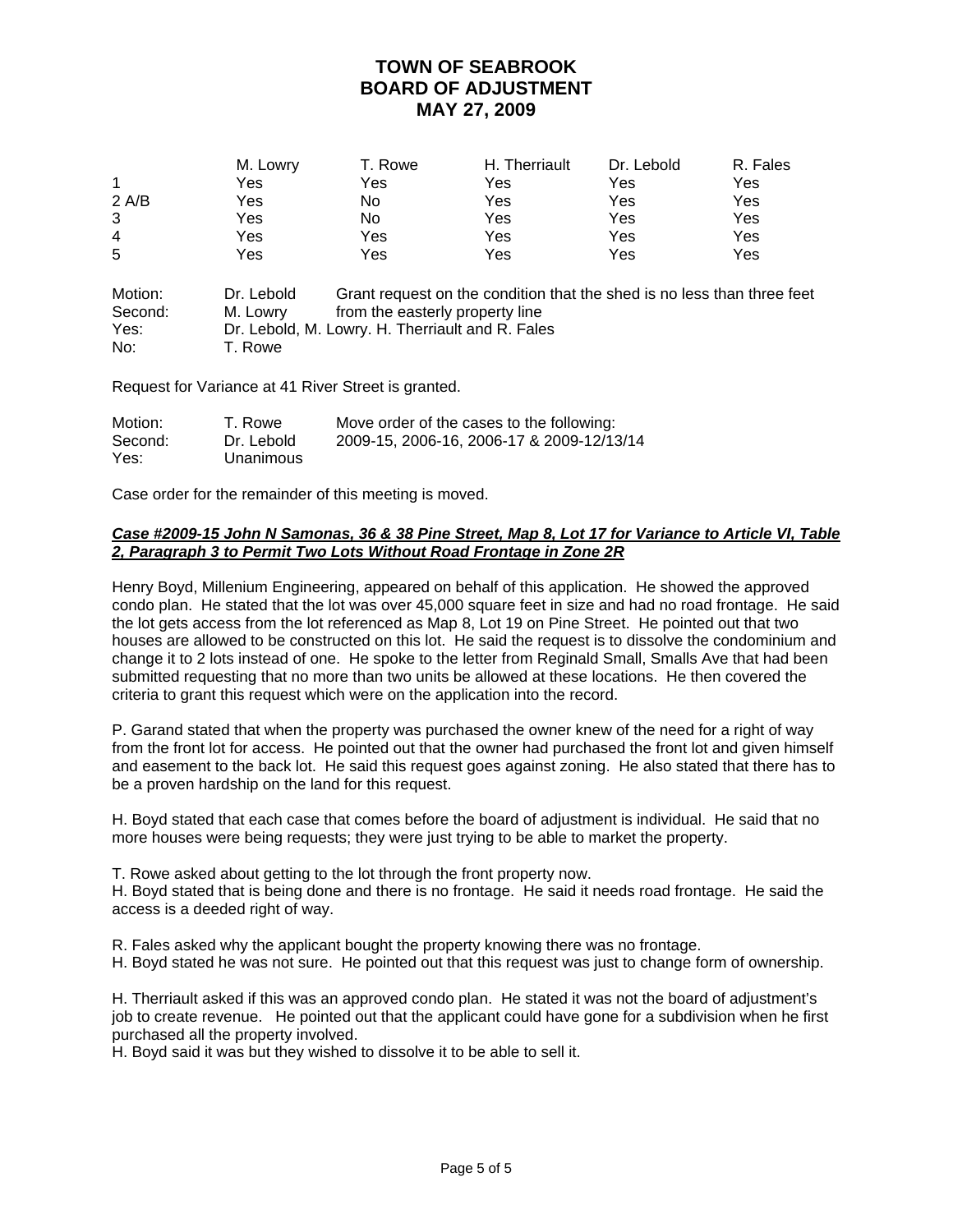# TOWN OF SEABROOK
# BOARD OF ADJUSTMENT
# MAY 27, 2009

| | M. Lowry | T. Rowe | H. Therriault | Dr. Lebold | R. Fales |
|---|---|---|---|---|---|
| 1 | Yes | Yes | Yes | Yes | Yes |
| 2 A/B | Yes | No | Yes | Yes | Yes |
| 3 | Yes | No | Yes | Yes | Yes |
| 4 | Yes | Yes | Yes | Yes | Yes |
| 5 | Yes | Yes | Yes | Yes | Yes |

Motion: Dr. Lebold Grant request on the condition that the shed is no less than three feet
Second: M. Lowry from the easterly property line
Yes: Dr. Lebold, M. Lowry. H. Therriault and R. Fales
No: T. Rowe

Request for Variance at 41 River Street is granted.

Motion: T. Rowe Move order of the cases to the following:
Second: Dr. Lebold 2009-15, 2006-16, 2006-17 & 2009-12/13/14
Yes: Unanimous

Case order for the remainder of this meeting is moved.

***Case #2009-15 John N Samonas, 36 & 38 Pine Street, Map 8, Lot 17 for Variance to Article VI, Table 2, Paragraph 3 to Permit Two Lots Without Road Frontage in Zone 2R***

Henry Boyd, Millenium Engineering, appeared on behalf of this application. He showed the approved condo plan. He stated that the lot was over 45,000 square feet in size and had no road frontage. He said the lot gets access from the lot referenced as Map 8, Lot 19 on Pine Street. He pointed out that two houses are allowed to be constructed on this lot. He said the request is to dissolve the condominium and change it to 2 lots instead of one. He spoke to the letter from Reginald Small, Smalls Ave that had been submitted requesting that no more than two units be allowed at these locations. He then covered the criteria to grant this request which were on the application into the record.

P. Garand stated that when the property was purchased the owner knew of the need for a right of way from the front lot for access. He pointed out that the owner had purchased the front lot and given himself and easement to the back lot. He said this request goes against zoning. He also stated that there has to be a proven hardship on the land for this request.

H. Boyd stated that each case that comes before the board of adjustment is individual. He said that no more houses were being requests; they were just trying to be able to market the property.

T. Rowe asked about getting to the lot through the front property now.
H. Boyd stated that is being done and there is no frontage. He said it needs road frontage. He said the access is a deeded right of way.

R. Fales asked why the applicant bought the property knowing there was no frontage.
H. Boyd stated he was not sure. He pointed out that this request was just to change form of ownership.

H. Therriault asked if this was an approved condo plan. He stated it was not the board of adjustment's job to create revenue. He pointed out that the applicant could have gone for a subdivision when he first purchased all the property involved.
H. Boyd said it was but they wished to dissolve it to be able to sell it.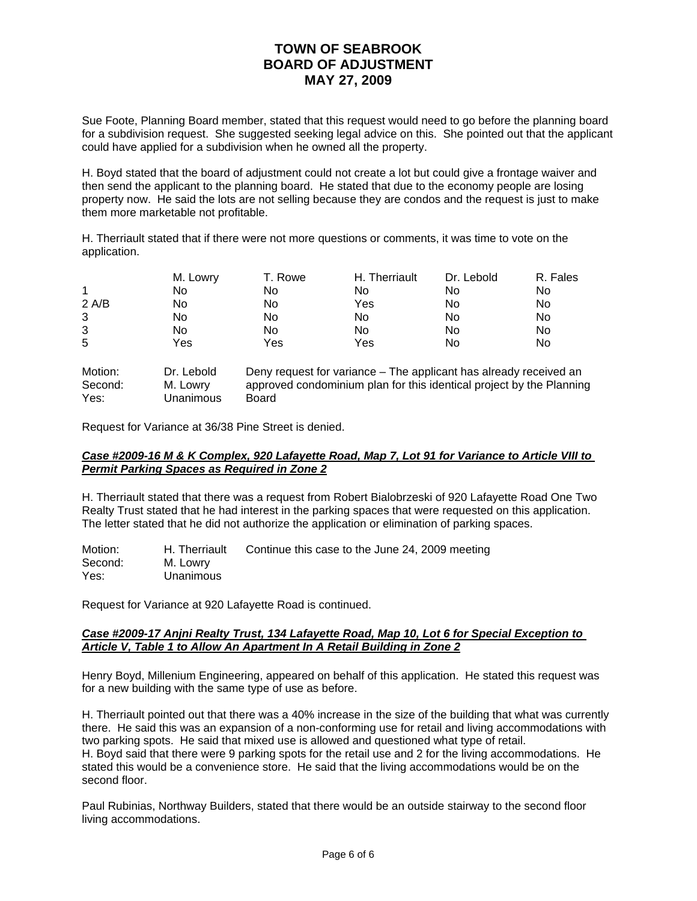Sue Foote, Planning Board member, stated that this request would need to go before the planning board for a subdivision request. She suggested seeking legal advice on this. She pointed out that the applicant could have applied for a subdivision when he owned all the property.

H. Boyd stated that the board of adjustment could not create a lot but could give a frontage waiver and then send the applicant to the planning board. He stated that due to the economy people are losing property now. He said the lots are not selling because they are condos and the request is just to make them more marketable not profitable.

H. Therriault stated that if there were not more questions or comments, it was time to vote on the application.

| | M. Lowry | T. Rowe | H. Therriault | Dr. Lebold | R. Fales |
|---|---|---|---|---|---|
| 1 | No | No | No | No | No |
| 2 A/B | No | No | Yes | No | No |
| 3 | No | No | No | No | No |
| 3 | No | No | No | No | No |
| 5 | Yes | Yes | Yes | No | No |

| | | |
|---|---|---|
| Motion: | Dr. Lebold | Deny request for variance – The applicant has already received an approved condominium plan for this identical project by the Planning Board |
| Second: | M. Lowry | |
| Yes: | Unanimous | |

Request for Variance at 36/38 Pine Street is denied.

***Case #2009-16 M & K Complex, 920 Lafayette Road, Map 7, Lot 91 for Variance to Article VIII to Permit Parking Spaces as Required in Zone 2***

H. Therriault stated that there was a request from Robert Bialobrzeski of 920 Lafayette Road One Two Realty Trust stated that he had interest in the parking spaces that were requested on this application. The letter stated that he did not authorize the application or elimination of parking spaces.

| | | |
|---|---|---|
| Motion: | H. Therriault | Continue this case to the June 24, 2009 meeting |
| Second: | M. Lowry | |
| Yes: | Unanimous | |

Request for Variance at 920 Lafayette Road is continued.

***Case #2009-17 Anjni Realty Trust, 134 Lafayette Road, Map 10, Lot 6 for Special Exception to Article V, Table 1 to Allow An Apartment In A Retail Building in Zone 2***

Henry Boyd, Millenium Engineering, appeared on behalf of this application. He stated this request was for a new building with the same type of use as before.

H. Therriault pointed out that there was a 40% increase in the size of the building that what was currently there. He said this was an expansion of a non-conforming use for retail and living accommodations with two parking spots. He said that mixed use is allowed and questioned what type of retail.
H. Boyd said that there were 9 parking spots for the retail use and 2 for the living accommodations. He stated this would be a convenience store. He said that the living accommodations would be on the second floor.

Paul Rubinias, Northway Builders, stated that there would be an outside stairway to the second floor living accommodations.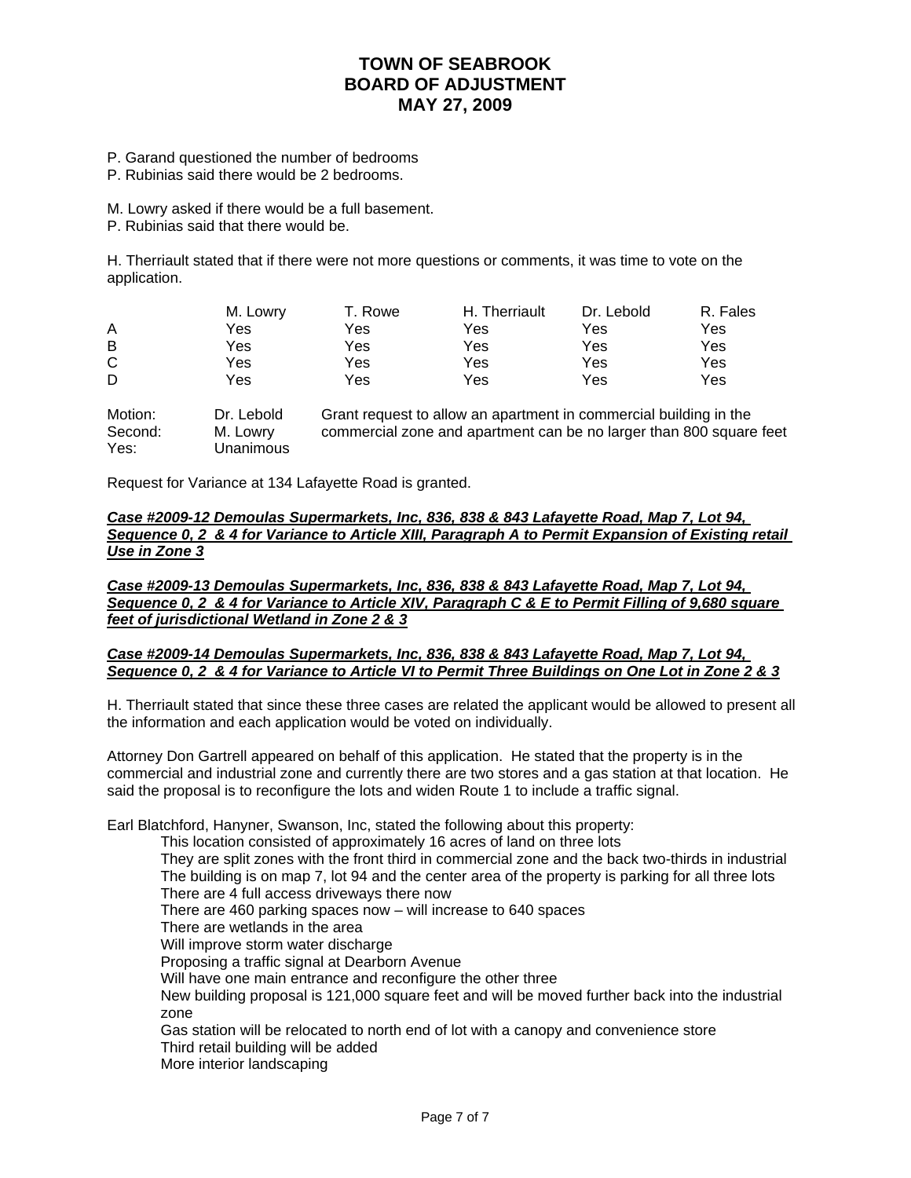P. Garand questioned the number of bedrooms
P. Rubinias said there would be 2 bedrooms.

M. Lowry asked if there would be a full basement.
P. Rubinias said that there would be.

H. Therriault stated that if there were not more questions or comments, it was time to vote on the application.

| | M. Lowry | T. Rowe | H. Therriault | Dr. Lebold | R. Fales |
|---|---|---|---|---|---|
| A | Yes | Yes | Yes | Yes | Yes |
| B | Yes | Yes | Yes | Yes | Yes |
| C | Yes | Yes | Yes | Yes | Yes |
| D | Yes | Yes | Yes | Yes | Yes |

Motion: Dr. Lebold — Grant request to allow an apartment in commercial building in the commercial zone and apartment can be no larger than 800 square feet
Second: M. Lowry
Yes: Unanimous

Request for Variance at 134 Lafayette Road is granted.

***Case #2009-12 Demoulas Supermarkets, Inc, 836, 838 & 843 Lafayette Road, Map 7, Lot 94, Sequence 0, 2 & 4 for Variance to Article XIII, Paragraph A to Permit Expansion of Existing retail Use in Zone 3***

***Case #2009-13 Demoulas Supermarkets, Inc, 836, 838 & 843 Lafayette Road, Map 7, Lot 94, Sequence 0, 2 & 4 for Variance to Article XIV, Paragraph C & E to Permit Filling of 9,680 square feet of jurisdictional Wetland in Zone 2 & 3***

***Case #2009-14 Demoulas Supermarkets, Inc, 836, 838 & 843 Lafayette Road, Map 7, Lot 94, Sequence 0, 2 & 4 for Variance to Article VI to Permit Three Buildings on One Lot in Zone 2 & 3***

H. Therriault stated that since these three cases are related the applicant would be allowed to present all the information and each application would be voted on individually.

Attorney Don Gartrell appeared on behalf of this application. He stated that the property is in the commercial and industrial zone and currently there are two stores and a gas station at that location. He said the proposal is to reconfigure the lots and widen Route 1 to include a traffic signal.

Earl Blatchford, Hanyner, Swanson, Inc, stated the following about this property:

- This location consisted of approximately 16 acres of land on three lots
- They are split zones with the front third in commercial zone and the back two-thirds in industrial
- The building is on map 7, lot 94 and the center area of the property is parking for all three lots
- There are 4 full access driveways there now
- There are 460 parking spaces now – will increase to 640 spaces
- There are wetlands in the area
- Will improve storm water discharge
- Proposing a traffic signal at Dearborn Avenue
- Will have one main entrance and reconfigure the other three
- New building proposal is 121,000 square feet and will be moved further back into the industrial zone
- Gas station will be relocated to north end of lot with a canopy and convenience store
- Third retail building will be added
- More interior landscaping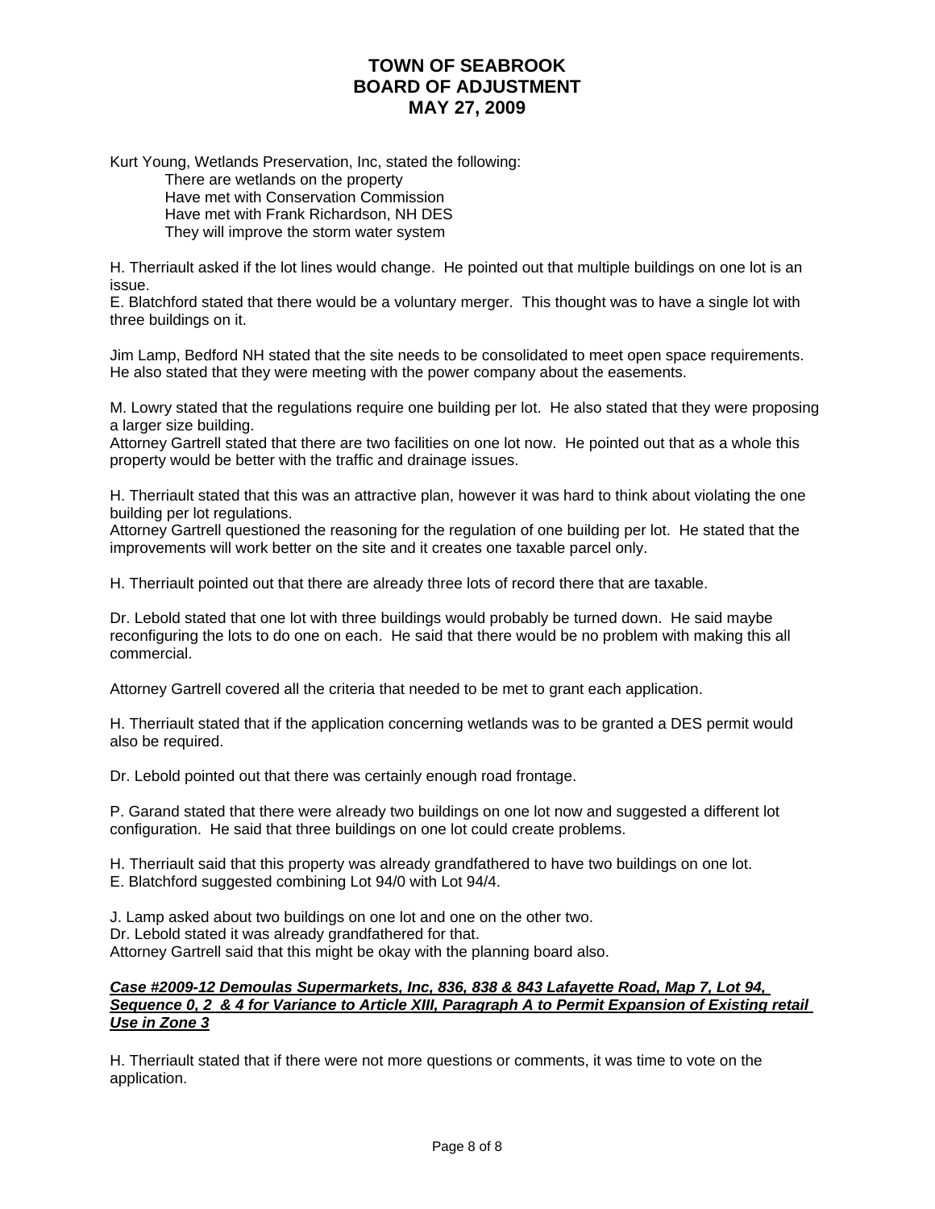Kurt Young, Wetlands Preservation, Inc, stated the following:

- There are wetlands on the property
- Have met with Conservation Commission
- Have met with Frank Richardson, NH DES
- They will improve the storm water system

H. Therriault asked if the lot lines would change. He pointed out that multiple buildings on one lot is an issue.
E. Blatchford stated that there would be a voluntary merger. This thought was to have a single lot with three buildings on it.

Jim Lamp, Bedford NH stated that the site needs to be consolidated to meet open space requirements. He also stated that they were meeting with the power company about the easements.

M. Lowry stated that the regulations require one building per lot. He also stated that they were proposing a larger size building.
Attorney Gartrell stated that there are two facilities on one lot now. He pointed out that as a whole this property would be better with the traffic and drainage issues.

H. Therriault stated that this was an attractive plan, however it was hard to think about violating the one building per lot regulations.
Attorney Gartrell questioned the reasoning for the regulation of one building per lot. He stated that the improvements will work better on the site and it creates one taxable parcel only.

H. Therriault pointed out that there are already three lots of record there that are taxable.

Dr. Lebold stated that one lot with three buildings would probably be turned down. He said maybe reconfiguring the lots to do one on each. He said that there would be no problem with making this all commercial.

Attorney Gartrell covered all the criteria that needed to be met to grant each application.

H. Therriault stated that if the application concerning wetlands was to be granted a DES permit would also be required.

Dr. Lebold pointed out that there was certainly enough road frontage.

P. Garand stated that there were already two buildings on one lot now and suggested a different lot configuration. He said that three buildings on one lot could create problems.

H. Therriault said that this property was already grandfathered to have two buildings on one lot.
E. Blatchford suggested combining Lot 94/0 with Lot 94/4.

J. Lamp asked about two buildings on one lot and one on the other two.
Dr. Lebold stated it was already grandfathered for that.
Attorney Gartrell said that this might be okay with the planning board also.

***Case #2009-12 Demoulas Supermarkets, Inc, 836, 838 & 843 Lafayette Road, Map 7, Lot 94, Sequence 0, 2 & 4 for Variance to Article XIII, Paragraph A to Permit Expansion of Existing retail Use in Zone 3***

H. Therriault stated that if there were not more questions or comments, it was time to vote on the application.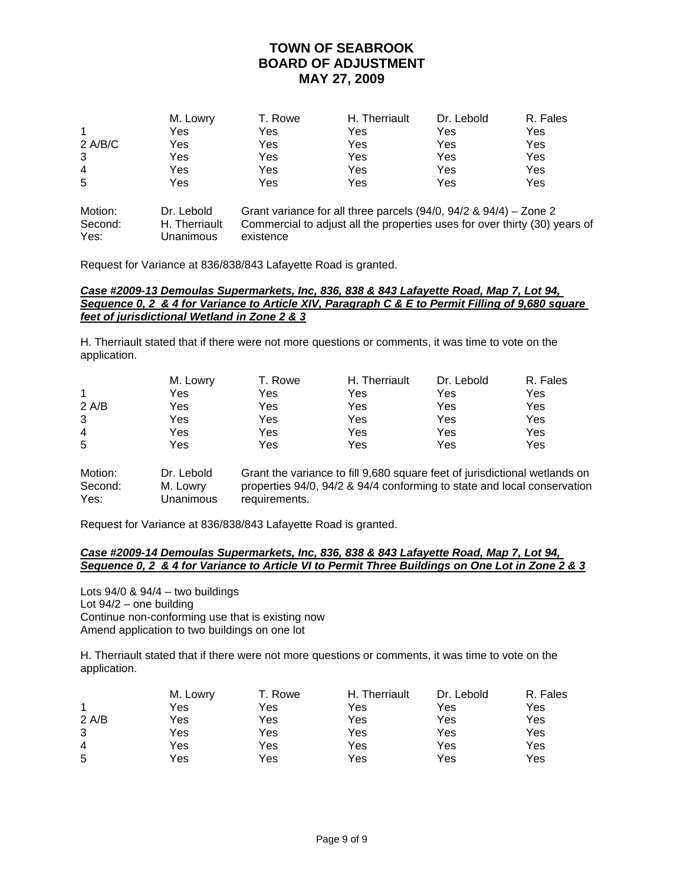# TOWN OF SEABROOK
# BOARD OF ADJUSTMENT
# MAY 27, 2009

| | M. Lowry | T. Rowe | H. Therriault | Dr. Lebold | R. Fales |
|---|---|---|---|---|---|
| 1 | Yes | Yes | Yes | Yes | Yes |
| 2 A/B/C | Yes | Yes | Yes | Yes | Yes |
| 3 | Yes | Yes | Yes | Yes | Yes |
| 4 | Yes | Yes | Yes | Yes | Yes |
| 5 | Yes | Yes | Yes | Yes | Yes |

| | | |
|---|---|---|
| Motion: | Dr. Lebold | Grant variance for all three parcels (94/0, 94/2 & 94/4) – Zone 2 |
| Second: | H. Therriault | Commercial to adjust all the properties uses for over thirty (30) years of |
| Yes: | Unanimous | existence |

Request for Variance at 836/838/843 Lafayette Road is granted.

***Case #2009-13 Demoulas Supermarkets, Inc, 836, 838 & 843 Lafayette Road, Map 7, Lot 94, Sequence 0, 2 & 4 for Variance to Article XIV, Paragraph C & E to Permit Filling of 9,680 square feet of jurisdictional Wetland in Zone 2 & 3***

H. Therriault stated that if there were not more questions or comments, it was time to vote on the application.

| | M. Lowry | T. Rowe | H. Therriault | Dr. Lebold | R. Fales |
|---|---|---|---|---|---|
| 1 | Yes | Yes | Yes | Yes | Yes |
| 2 A/B | Yes | Yes | Yes | Yes | Yes |
| 3 | Yes | Yes | Yes | Yes | Yes |
| 4 | Yes | Yes | Yes | Yes | Yes |
| 5 | Yes | Yes | Yes | Yes | Yes |

| | | |
|---|---|---|
| Motion: | Dr. Lebold | Grant the variance to fill 9,680 square feet of jurisdictional wetlands on |
| Second: | M. Lowry | properties 94/0, 94/2 & 94/4 conforming to state and local conservation |
| Yes: | Unanimous | requirements. |

Request for Variance at 836/838/843 Lafayette Road is granted.

***Case #2009-14 Demoulas Supermarkets, Inc, 836, 838 & 843 Lafayette Road, Map 7, Lot 94, Sequence 0, 2 & 4 for Variance to Article VI to Permit Three Buildings on One Lot in Zone 2 & 3***

Lots 94/0 & 94/4 – two buildings
Lot 94/2 – one building
Continue non-conforming use that is existing now
Amend application to two buildings on one lot

H. Therriault stated that if there were not more questions or comments, it was time to vote on the application.

| | M. Lowry | T. Rowe | H. Therriault | Dr. Lebold | R. Fales |
|---|---|---|---|---|---|
| 1 | Yes | Yes | Yes | Yes | Yes |
| 2 A/B | Yes | Yes | Yes | Yes | Yes |
| 3 | Yes | Yes | Yes | Yes | Yes |
| 4 | Yes | Yes | Yes | Yes | Yes |
| 5 | Yes | Yes | Yes | Yes | Yes |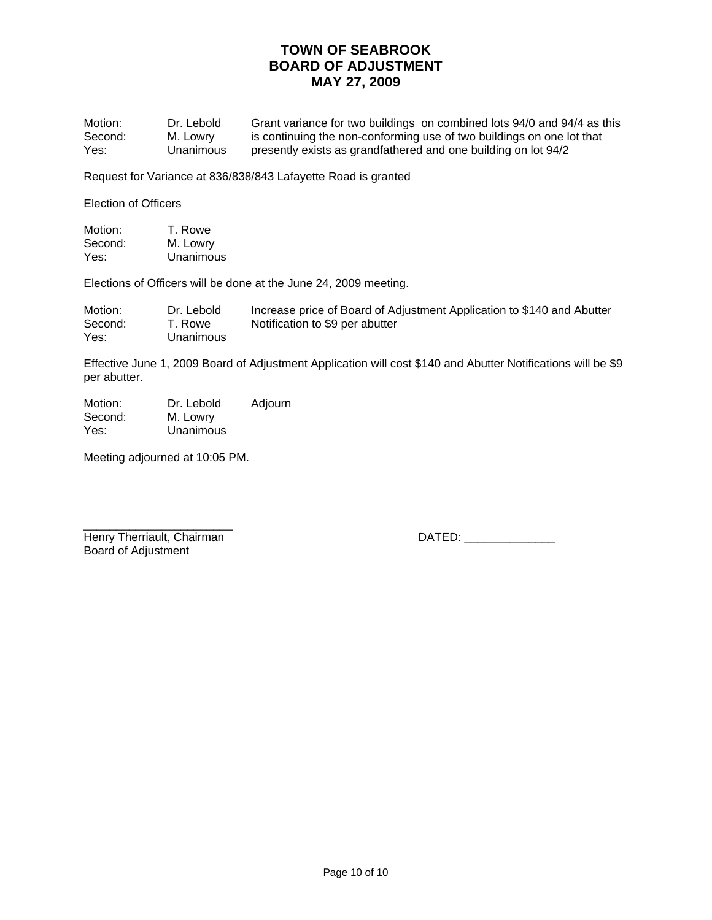# TOWN OF SEABROOK
# BOARD OF ADJUSTMENT
# MAY 27, 2009

| | | |
|---|---|---|
| Motion: | Dr. Lebold | Grant variance for two buildings on combined lots 94/0 and 94/4 as this is continuing the non-conforming use of two buildings on one lot that presently exists as grandfathered and one building on lot 94/2 |
| Second: | M. Lowry | |
| Yes: | Unanimous | |

Request for Variance at 836/838/843 Lafayette Road is granted

Election of Officers

| | |
|---|---|
| Motion: | T. Rowe |
| Second: | M. Lowry |
| Yes: | Unanimous |

Elections of Officers will be done at the June 24, 2009 meeting.

| | | |
|---|---|---|
| Motion: | Dr. Lebold | Increase price of Board of Adjustment Application to $140 and Abutter Notification to $9 per abutter |
| Second: | T. Rowe | |
| Yes: | Unanimous | |

Effective June 1, 2009 Board of Adjustment Application will cost $140 and Abutter Notifications will be $9 per abutter.

| | | |
|---|---|---|
| Motion: | Dr. Lebold | Adjourn |
| Second: | M. Lowry | |
| Yes: | Unanimous | |

Meeting adjourned at 10:05 PM.

_______________________
Henry Therriault, Chairman
Board of Adjustment

DATED: ______________